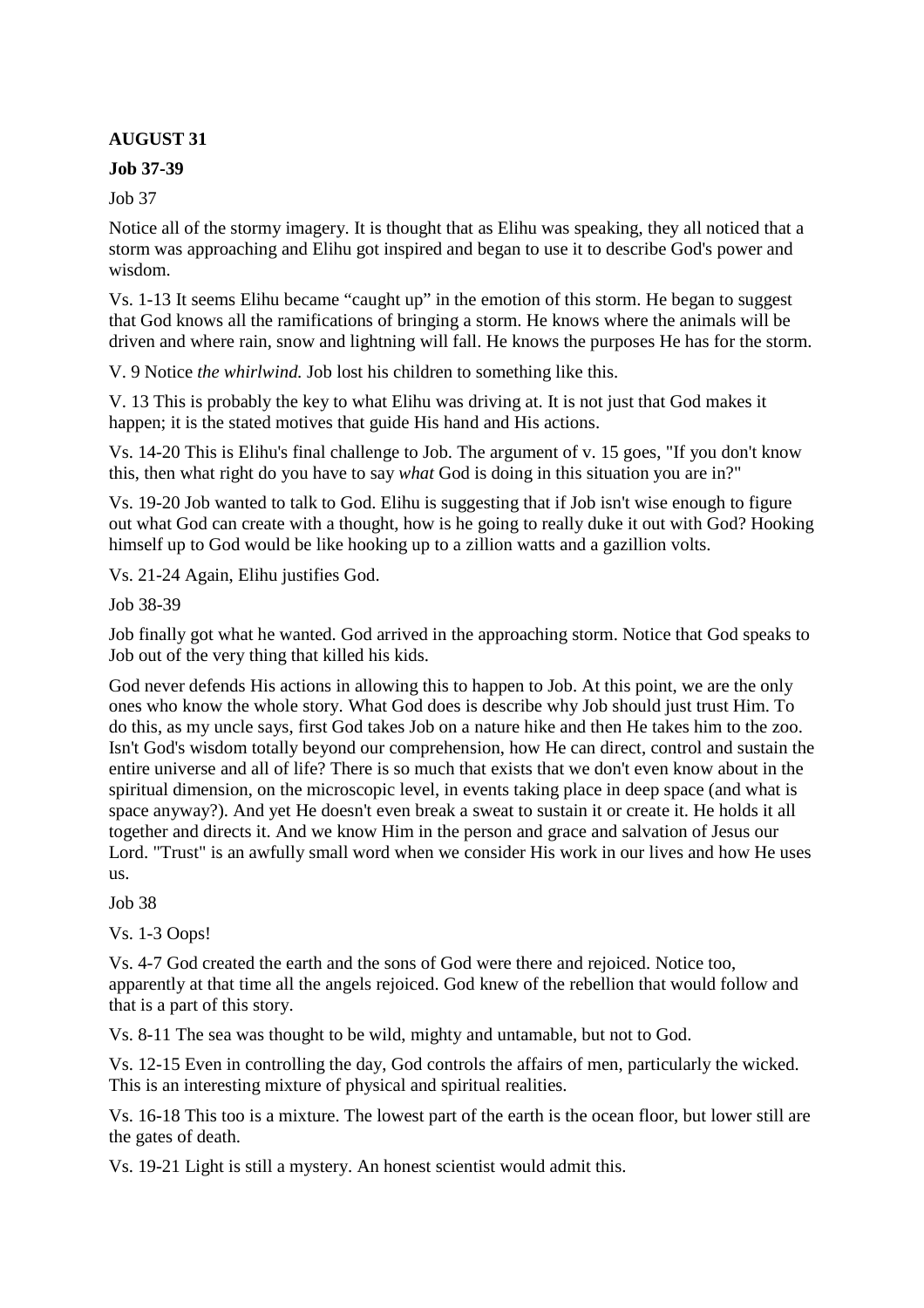**AUGUST 31**

**Job 37-39**

Job 37

Notice all of the stormy imagery. It is thought that as Elihu was speaking, they all noticed that a storm was approaching and Elihu got inspired and began to use it to describe God's power and wisdom.

Vs. 1-13 It seems Elihu became "caught up" in the emotion of this storm. He began to suggest that God knows all the ramifications of bringing a storm. He knows where the animals will be driven and where rain, snow and lightning will fall. He knows the purposes He has for the storm.

V. 9 Notice *the whirlwind.* Job lost his children to something like this.

V. 13 This is probably the key to what Elihu was driving at. It is not just that God makes it happen; it is the stated motives that guide His hand and His actions.

Vs. 14-20 This is Elihu's final challenge to Job. The argument of v. 15 goes, "If you don't know this, then what right do you have to say *what* God is doing in this situation you are in?"

Vs. 19-20 Job wanted to talk to God. Elihu is suggesting that if Job isn't wise enough to figure out what God can create with a thought, how is he going to really duke it out with God? Hooking himself up to God would be like hooking up to a zillion watts and a gazillion volts.

Vs. 21-24 Again, Elihu justifies God.

Job 38-39

Job finally got what he wanted. God arrived in the approaching storm. Notice that God speaks to Job out of the very thing that killed his kids.

God never defends His actions in allowing this to happen to Job. At this point, we are the only ones who know the whole story. What God does is describe why Job should just trust Him. To do this, as my uncle says, first God takes Job on a nature hike and then He takes him to the zoo. Isn't God's wisdom totally beyond our comprehension, how He can direct, control and sustain the entire universe and all of life? There is so much that exists that we don't even know about in the spiritual dimension, on the microscopic level, in events taking place in deep space (and what is space anyway?). And yet He doesn't even break a sweat to sustain it or create it. He holds it all together and directs it. And we know Him in the person and grace and salvation of Jesus our Lord. "Trust" is an awfully small word when we consider His work in our lives and how He uses us.

Job 38

Vs. 1-3 Oops!

Vs. 4-7 God created the earth and the sons of God were there and rejoiced. Notice too, apparently at that time all the angels rejoiced. God knew of the rebellion that would follow and that is a part of this story.

Vs. 8-11 The sea was thought to be wild, mighty and untamable, but not to God.

Vs. 12-15 Even in controlling the day, God controls the affairs of men, particularly the wicked. This is an interesting mixture of physical and spiritual realities.

Vs. 16-18 This too is a mixture. The lowest part of the earth is the ocean floor, but lower still are the gates of death.

Vs. 19-21 Light is still a mystery. An honest scientist would admit this.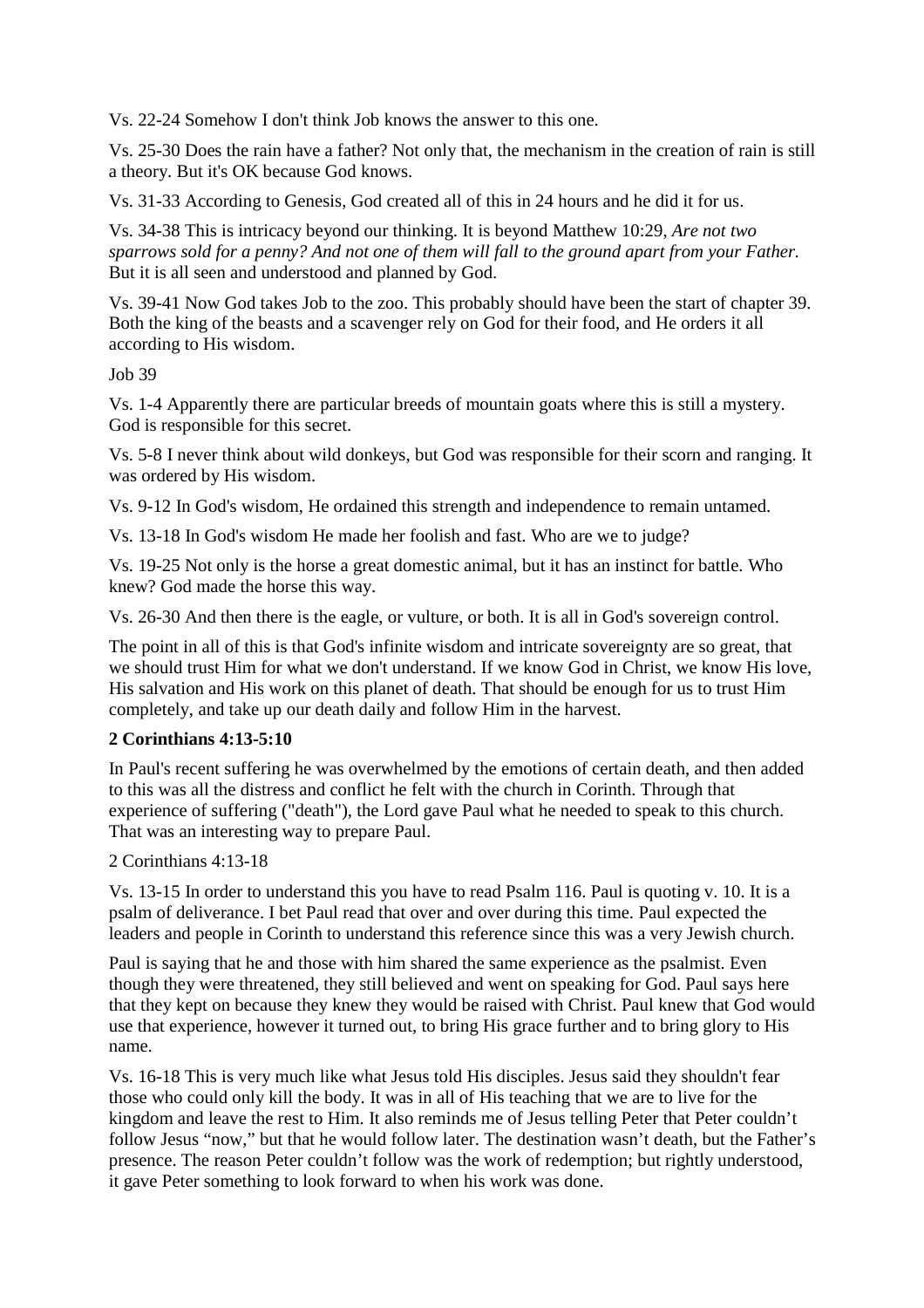Vs. 22-24 Somehow I don't think Job knows the answer to this one.

Vs. 25-30 Does the rain have a father? Not only that, the mechanism in the creation of rain is still a theory. But it's OK because God knows.

Vs. 31-33 According to Genesis, God created all of this in 24 hours and he did it for us.

Vs. 34-38 This is intricacy beyond our thinking. It is beyond Matthew 10:29, *Are not two sparrows sold for a penny? And not one of them will fall to the ground apart from your Father.* But it is all seen and understood and planned by God.

Vs. 39-41 Now God takes Job to the zoo. This probably should have been the start of chapter 39. Both the king of the beasts and a scavenger rely on God for their food, and He orders it all according to His wisdom.

Job 39

Vs. 1-4 Apparently there are particular breeds of mountain goats where this is still a mystery. God is responsible for this secret.

Vs. 5-8 I never think about wild donkeys, but God was responsible for their scorn and ranging. It was ordered by His wisdom.

Vs. 9-12 In God's wisdom, He ordained this strength and independence to remain untamed.

Vs. 13-18 In God's wisdom He made her foolish and fast. Who are we to judge?

Vs. 19-25 Not only is the horse a great domestic animal, but it has an instinct for battle. Who knew? God made the horse this way.

Vs. 26-30 And then there is the eagle, or vulture, or both. It is all in God's sovereign control.

The point in all of this is that God's infinite wisdom and intricate sovereignty are so great, that we should trust Him for what we don't understand. If we know God in Christ, we know His love, His salvation and His work on this planet of death. That should be enough for us to trust Him completely, and take up our death daily and follow Him in the harvest.

**2 Corinthians 4:13-5:10**

In Paul's recent suffering he was overwhelmed by the emotions of certain death, and then added to this was all the distress and conflict he felt with the church in Corinth. Through that experience of suffering ("death"), the Lord gave Paul what he needed to speak to this church. That was an interesting way to prepare Paul.

2 Corinthians 4:13-18

Vs. 13-15 In order to understand this you have to read Psalm 116. Paul is quoting v. 10. It is a psalm of deliverance. I bet Paul read that over and over during this time. Paul expected the leaders and people in Corinth to understand this reference since this was a very Jewish church.

Paul is saying that he and those with him shared the same experience as the psalmist. Even though they were threatened, they still believed and went on speaking for God. Paul says here that they kept on because they knew they would be raised with Christ. Paul knew that God would use that experience, however it turned out, to bring His grace further and to bring glory to His name.

Vs. 16-18 This is very much like what Jesus told His disciples. Jesus said they shouldn't fear those who could only kill the body. It was in all of His teaching that we are to live for the kingdom and leave the rest to Him. It also reminds me of Jesus telling Peter that Peter couldn't follow Jesus "now," but that he would follow later. The destination wasn't death, but the Father's presence. The reason Peter couldn't follow was the work of redemption; but rightly understood, it gave Peter something to look forward to when his work was done.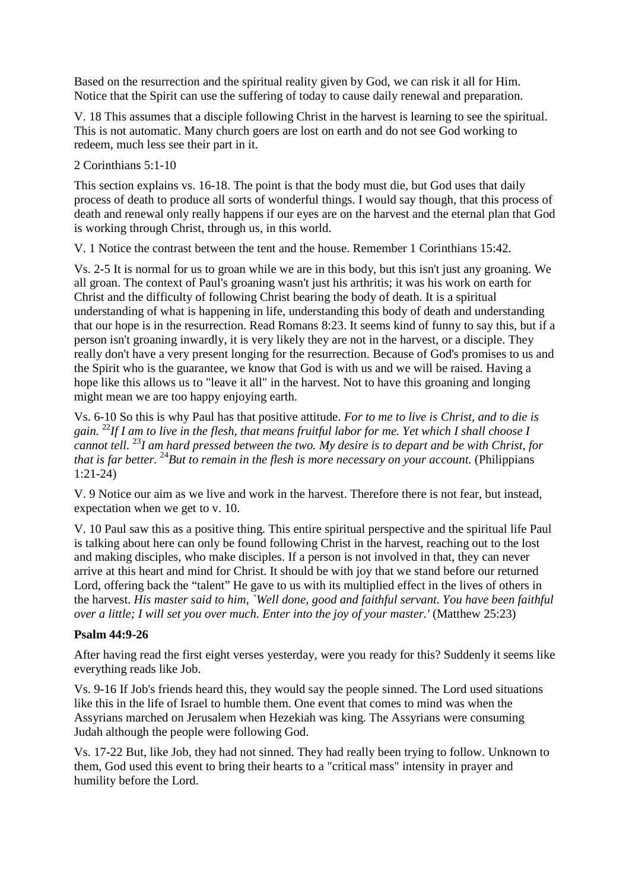Based on the resurrection and the spiritual reality given by God, we can risk it all for Him. Notice that the Spirit can use the suffering of today to cause daily renewal and preparation.

V. 18 This assumes that a disciple following Christ in the harvest is learning to see the spiritual. This is not automatic. Many church goers are lost on earth and do not see God working to redeem, much less see their part in it.

2 Corinthians 5:1-10

This section explains vs. 16-18. The point is that the body must die, but God uses that daily process of death to produce all sorts of wonderful things. I would say though, that this process of death and renewal only really happens if our eyes are on the harvest and the eternal plan that God is working through Christ, through us, in this world.

V. 1 Notice the contrast between the tent and the house. Remember 1 Corinthians 15:42.

Vs. 2-5 It is normal for us to groan while we are in this body, but this isn't just any groaning. We all groan. The context of Paul's groaning wasn't just his arthritis; it was his work on earth for Christ and the difficulty of following Christ bearing the body of death. It is a spiritual understanding of what is happening in life, understanding this body of death and understanding that our hope is in the resurrection. Read Romans 8:23. It seems kind of funny to say this, but if a person isn't groaning inwardly, it is very likely they are not in the harvest, or a disciple. They really don't have a very present longing for the resurrection. Because of God's promises to us and the Spirit who is the guarantee, we know that God is with us and we will be raised. Having a hope like this allows us to "leave it all" in the harvest. Not to have this groaning and longing might mean we are too happy enjoying earth.

Vs. 6-10 So this is why Paul has that positive attitude. *For to me to live is Christ, and to die is gain.* [22]*If I am to live in the flesh, that means fruitful labor for me. Yet which I shall choose I cannot tell.* [23]*I am hard pressed between the two. My desire is to depart and be with Christ, for that is far better.* [24]*But to remain in the flesh is more necessary on your account.* (Philippians 1:21-24)

V. 9 Notice our aim as we live and work in the harvest. Therefore there is not fear, but instead, expectation when we get to v. 10.

V. 10 Paul saw this as a positive thing. This entire spiritual perspective and the spiritual life Paul is talking about here can only be found following Christ in the harvest, reaching out to the lost and making disciples, who make disciples. If a person is not involved in that, they can never arrive at this heart and mind for Christ. It should be with joy that we stand before our returned Lord, offering back the "talent" He gave to us with its multiplied effect in the lives of others in the harvest. *His master said to him, `Well done, good and faithful servant. You have been faithful over a little; I will set you over much. Enter into the joy of your master.'* (Matthew 25:23)

**Psalm 44:9-26**

After having read the first eight verses yesterday, were you ready for this? Suddenly it seems like everything reads like Job.

Vs. 9-16 If Job's friends heard this, they would say the people sinned. The Lord used situations like this in the life of Israel to humble them. One event that comes to mind was when the Assyrians marched on Jerusalem when Hezekiah was king. The Assyrians were consuming Judah although the people were following God.

Vs. 17-22 But, like Job, they had not sinned. They had really been trying to follow. Unknown to them, God used this event to bring their hearts to a "critical mass" intensity in prayer and humility before the Lord.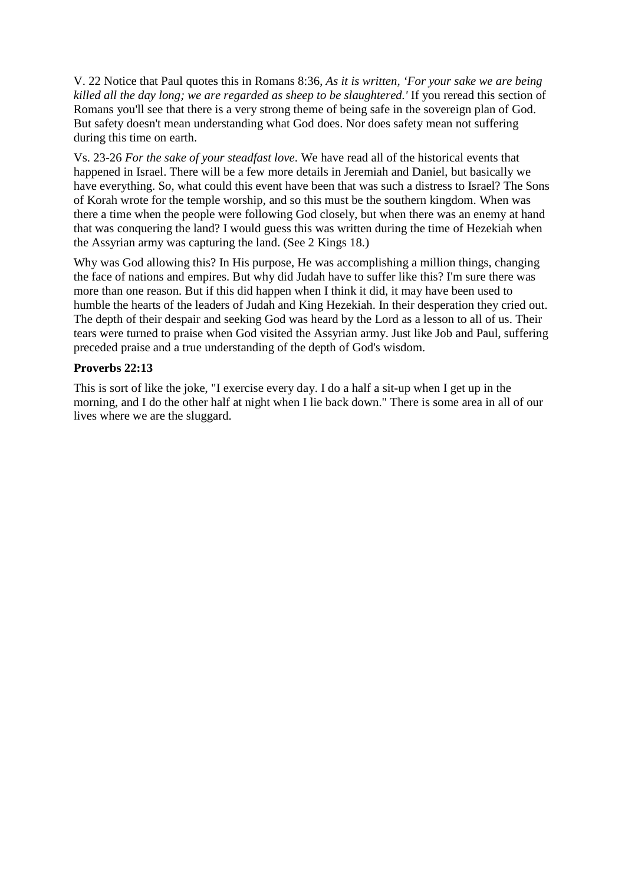V. 22 Notice that Paul quotes this in Romans 8:36, *As it is written, 'For your sake we are being killed all the day long; we are regarded as sheep to be slaughtered.'* If you reread this section of Romans you'll see that there is a very strong theme of being safe in the sovereign plan of God. But safety doesn't mean understanding what God does. Nor does safety mean not suffering during this time on earth.

Vs. 23-26 *For the sake of your steadfast love*. We have read all of the historical events that happened in Israel. There will be a few more details in Jeremiah and Daniel, but basically we have everything. So, what could this event have been that was such a distress to Israel? The Sons of Korah wrote for the temple worship, and so this must be the southern kingdom. When was there a time when the people were following God closely, but when there was an enemy at hand that was conquering the land? I would guess this was written during the time of Hezekiah when the Assyrian army was capturing the land. (See 2 Kings 18.)

Why was God allowing this? In His purpose, He was accomplishing a million things, changing the face of nations and empires. But why did Judah have to suffer like this? I'm sure there was more than one reason. But if this did happen when I think it did, it may have been used to humble the hearts of the leaders of Judah and King Hezekiah. In their desperation they cried out. The depth of their despair and seeking God was heard by the Lord as a lesson to all of us. Their tears were turned to praise when God visited the Assyrian army. Just like Job and Paul, suffering preceded praise and a true understanding of the depth of God's wisdom.

**Proverbs 22:13**

This is sort of like the joke, "I exercise every day. I do a half a sit-up when I get up in the morning, and I do the other half at night when I lie back down." There is some area in all of our lives where we are the sluggard.